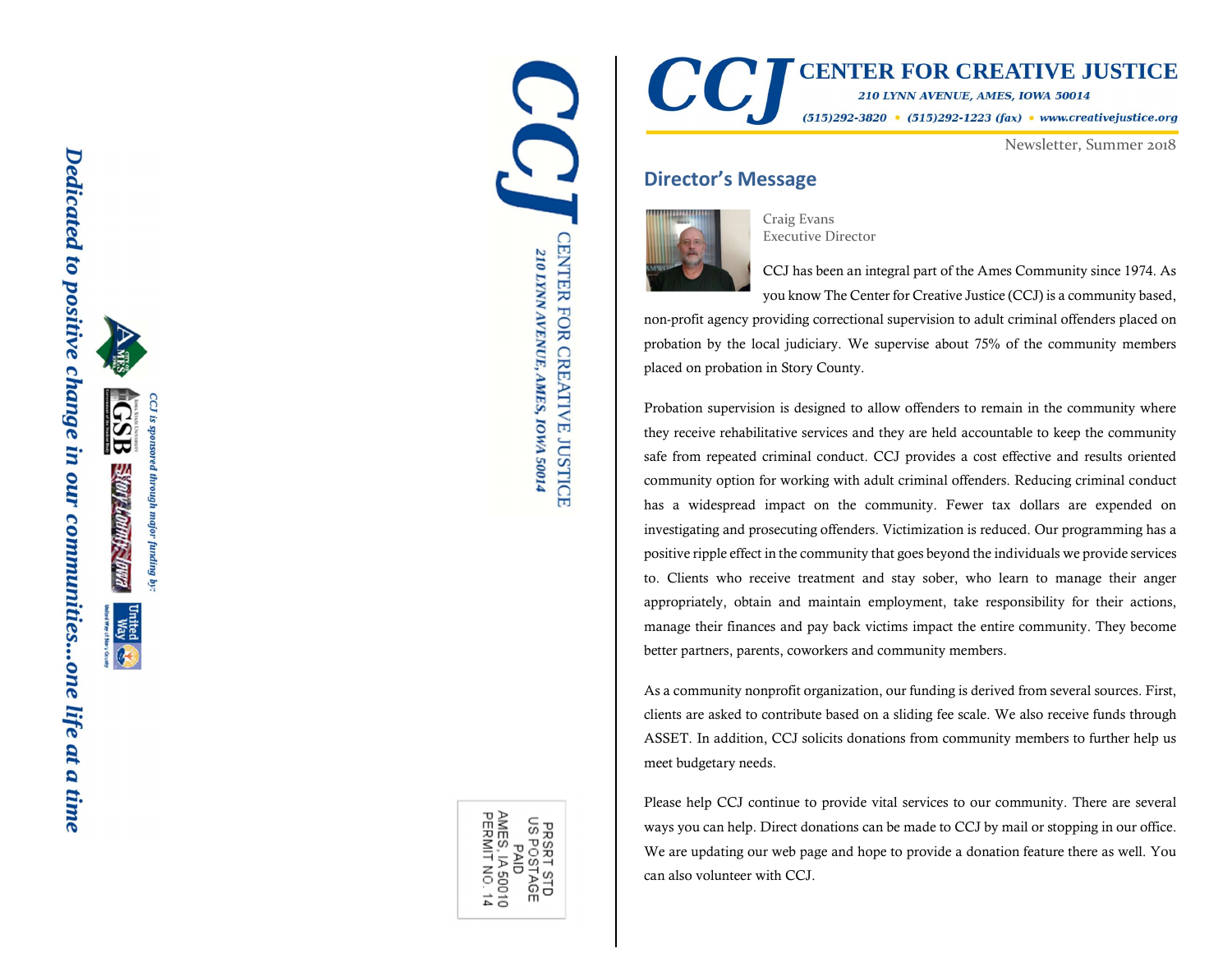Dedicated to positive change in our communities...one life at a time

CCJ is sponsored through major funding by:

CCJ CENTER FOR CREATIVE JUSTICE
210 LYNN AVENUE, AMES, IOWA 50014

PRSRT STD
US POSTAGE
PAID
AMES, IA 50010
PERMIT NO. 14

# CCJ CENTER FOR CREATIVE JUSTICE

*210 LYNN AVENUE, AMES, IOWA 50014*

*(515)292-3820 • (515)292-1223 (fax) • www.creativejustice.org*

Newsletter, Summer 2018

## Director's Message

Craig Evans
Executive Director

CCJ has been an integral part of the Ames Community since 1974. As you know The Center for Creative Justice (CCJ) is a community based, non-profit agency providing correctional supervision to adult criminal offenders placed on probation by the local judiciary. We supervise about 75% of the community members placed on probation in Story County.

Probation supervision is designed to allow offenders to remain in the community where they receive rehabilitative services and they are held accountable to keep the community safe from repeated criminal conduct. CCJ provides a cost effective and results oriented community option for working with adult criminal offenders. Reducing criminal conduct has a widespread impact on the community. Fewer tax dollars are expended on investigating and prosecuting offenders. Victimization is reduced. Our programming has a positive ripple effect in the community that goes beyond the individuals we provide services to. Clients who receive treatment and stay sober, who learn to manage their anger appropriately, obtain and maintain employment, take responsibility for their actions, manage their finances and pay back victims impact the entire community. They become better partners, parents, coworkers and community members.

As a community nonprofit organization, our funding is derived from several sources. First, clients are asked to contribute based on a sliding fee scale. We also receive funds through ASSET. In addition, CCJ solicits donations from community members to further help us meet budgetary needs.

Please help CCJ continue to provide vital services to our community. There are several ways you can help. Direct donations can be made to CCJ by mail or stopping in our office. We are updating our web page and hope to provide a donation feature there as well. You can also volunteer with CCJ.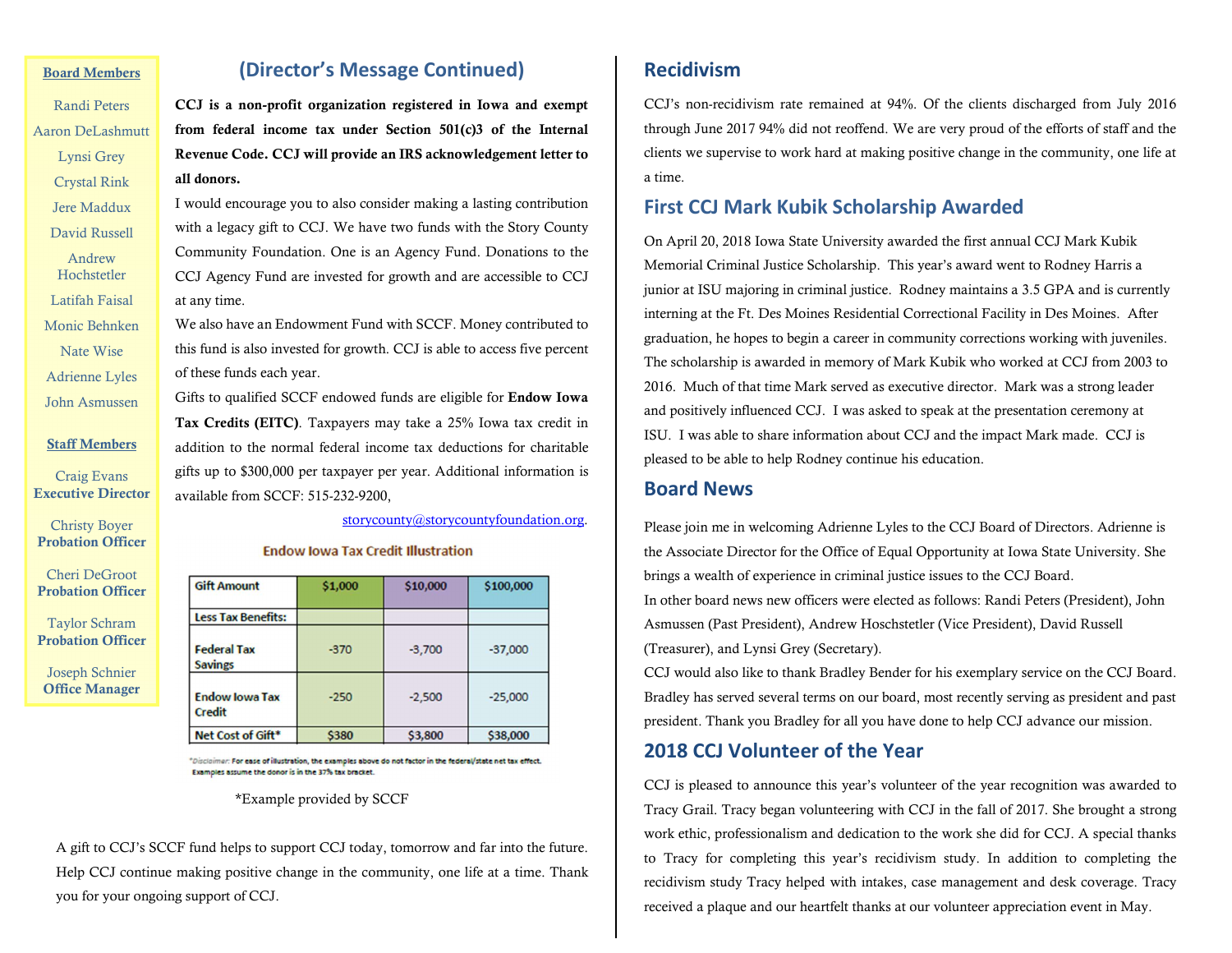**Board Members**

Randi Peters

Aaron DeLashmutt

Lynsi Grey

Crystal Rink

Jere Maddux

David Russell

Andrew Hochstetler

Latifah Faisal

Monic Behnken

Nate Wise

Adrienne Lyles

John Asmussen

**Staff Members**

Craig Evans
**Executive Director**

Christy Boyer
**Probation Officer**

Cheri DeGroot
**Probation Officer**

Taylor Schram
**Probation Officer**

Joseph Schnier
**Office Manager**

## (Director's Message Continued)

**CCJ is a non-profit organization registered in Iowa and exempt from federal income tax under Section 501(c)3 of the Internal Revenue Code. CCJ will provide an IRS acknowledgement letter to all donors.**

I would encourage you to also consider making a lasting contribution with a legacy gift to CCJ. We have two funds with the Story County Community Foundation. One is an Agency Fund. Donations to the CCJ Agency Fund are invested for growth and are accessible to CCJ at any time.

We also have an Endowment Fund with SCCF. Money contributed to this fund is also invested for growth. CCJ is able to access five percent of these funds each year.

Gifts to qualified SCCF endowed funds are eligible for **Endow Iowa Tax Credits (EITC)**. Taxpayers may take a 25% Iowa tax credit in addition to the normal federal income tax deductions for charitable gifts up to $300,000 per taxpayer per year. Additional information is available from SCCF: 515-232-9200, storycounty@storycountyfoundation.org.

**Endow Iowa Tax Credit Illustration**

| Gift Amount | $1,000 | $10,000 | $100,000 |
|---|---|---|---|
| Less Tax Benefits: | | | |
| Federal Tax Savings | -370 | -3,700 | -37,000 |
| Endow Iowa Tax Credit | -250 | -2,500 | -25,000 |
| Net Cost of Gift* | $380 | $3,800 | $38,000 |

*Disclaimer: For ease of illustration, the examples above do not factor in the federal/state net tax effect. Examples assume the donor is in the 37% tax bracket.

*Example provided by SCCF

A gift to CCJ's SCCF fund helps to support CCJ today, tomorrow and far into the future. Help CCJ continue making positive change in the community, one life at a time. Thank you for your ongoing support of CCJ.

## Recidivism

CCJ's non-recidivism rate remained at 94%. Of the clients discharged from July 2016 through June 2017 94% did not reoffend. We are very proud of the efforts of staff and the clients we supervise to work hard at making positive change in the community, one life at a time.

## First CCJ Mark Kubik Scholarship Awarded

On April 20, 2018 Iowa State University awarded the first annual CCJ Mark Kubik Memorial Criminal Justice Scholarship. This year's award went to Rodney Harris a junior at ISU majoring in criminal justice. Rodney maintains a 3.5 GPA and is currently interning at the Ft. Des Moines Residential Correctional Facility in Des Moines. After graduation, he hopes to begin a career in community corrections working with juveniles. The scholarship is awarded in memory of Mark Kubik who worked at CCJ from 2003 to 2016. Much of that time Mark served as executive director. Mark was a strong leader and positively influenced CCJ. I was asked to speak at the presentation ceremony at ISU. I was able to share information about CCJ and the impact Mark made. CCJ is pleased to be able to help Rodney continue his education.

## Board News

Please join me in welcoming Adrienne Lyles to the CCJ Board of Directors. Adrienne is the Associate Director for the Office of Equal Opportunity at Iowa State University. She brings a wealth of experience in criminal justice issues to the CCJ Board.

In other board news new officers were elected as follows: Randi Peters (President), John Asmussen (Past President), Andrew Hoschstetler (Vice President), David Russell (Treasurer), and Lynsi Grey (Secretary).

CCJ would also like to thank Bradley Bender for his exemplary service on the CCJ Board. Bradley has served several terms on our board, most recently serving as president and past president. Thank you Bradley for all you have done to help CCJ advance our mission.

## 2018 CCJ Volunteer of the Year

CCJ is pleased to announce this year's volunteer of the year recognition was awarded to Tracy Grail. Tracy began volunteering with CCJ in the fall of 2017. She brought a strong work ethic, professionalism and dedication to the work she did for CCJ. A special thanks to Tracy for completing this year's recidivism study. In addition to completing the recidivism study Tracy helped with intakes, case management and desk coverage. Tracy received a plaque and our heartfelt thanks at our volunteer appreciation event in May.